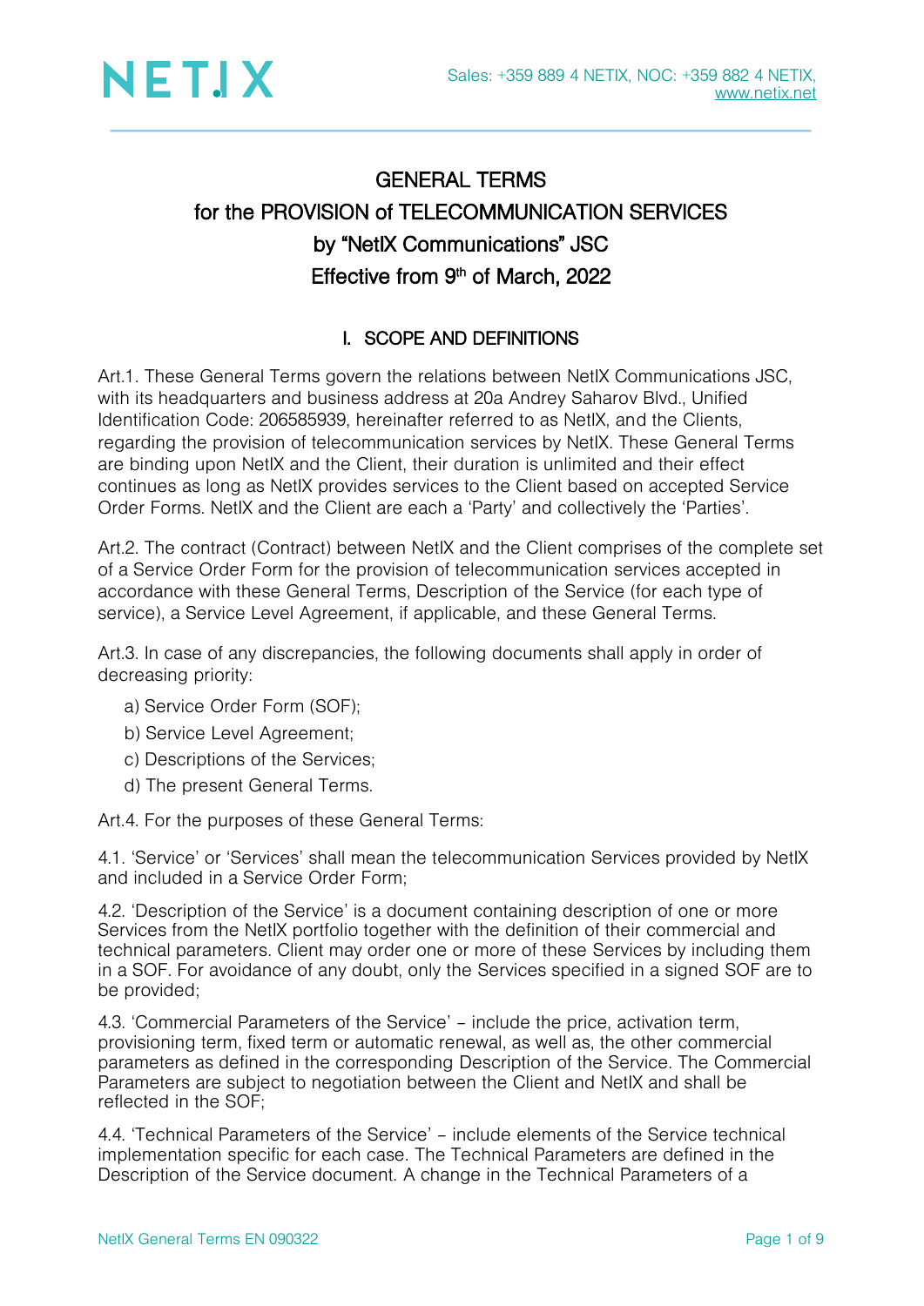# GENERAL TERMS
# for the PROVISION of TELECOMMUNICATION SERVICES
# by "NetIX Communications" JSC
# Effective from 9th of March, 2022

## I. SCOPE AND DEFINITIONS

Art.1. These General Terms govern the relations between NetIX Communications JSC, with its headquarters and business address at 20a Andrey Saharov Blvd., Unified Identification Code: 206585939, hereinafter referred to as NetIX, and the Clients, regarding the provision of telecommunication services by NetIX. These General Terms are binding upon NetIX and the Client, their duration is unlimited and their effect continues as long as NetIX provides services to the Client based on accepted Service Order Forms. NetIX and the Client are each a 'Party' and collectively the 'Parties'.

Art.2. The contract (Contract) between NetIX and the Client comprises of the complete set of a Service Order Form for the provision of telecommunication services accepted in accordance with these General Terms, Description of the Service (for each type of service), a Service Level Agreement, if applicable, and these General Terms.

Art.3. In case of any discrepancies, the following documents shall apply in order of decreasing priority:

a) Service Order Form (SOF);

b) Service Level Agreement;

c) Descriptions of the Services;

d) The present General Terms.

Art.4. For the purposes of these General Terms:

4.1. 'Service' or 'Services' shall mean the telecommunication Services provided by NetIX and included in a Service Order Form;

4.2. 'Description of the Service' is a document containing description of one or more Services from the NetIX portfolio together with the definition of their commercial and technical parameters. Client may order one or more of these Services by including them in a SOF. For avoidance of any doubt, only the Services specified in a signed SOF are to be provided;

4.3. 'Commercial Parameters of the Service' – include the price, activation term, provisioning term, fixed term or automatic renewal, as well as, the other commercial parameters as defined in the corresponding Description of the Service. The Commercial Parameters are subject to negotiation between the Client and NetIX and shall be reflected in the SOF;

4.4. 'Technical Parameters of the Service' – include elements of the Service technical implementation specific for each case. The Technical Parameters are defined in the Description of the Service document. A change in the Technical Parameters of a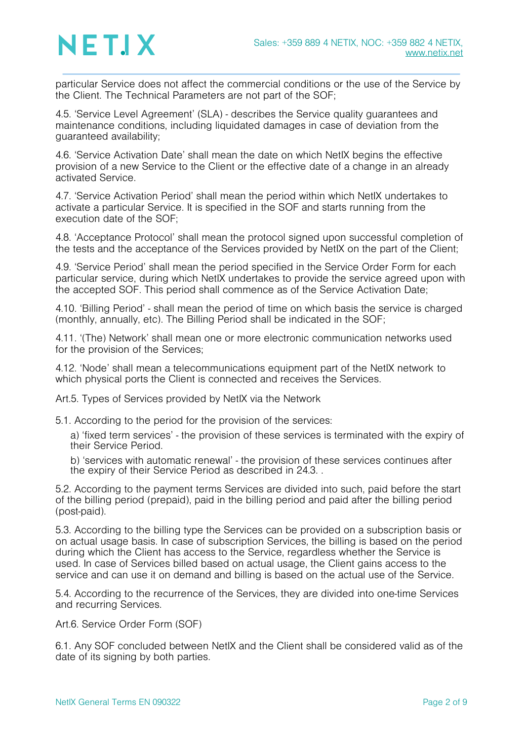particular Service does not affect the commercial conditions or the use of the Service by the Client. The Technical Parameters are not part of the SOF;

4.5. 'Service Level Agreement' (SLA) - describes the Service quality guarantees and maintenance conditions, including liquidated damages in case of deviation from the guaranteed availability;

4.6. 'Service Activation Date' shall mean the date on which NetIX begins the effective provision of a new Service to the Client or the effective date of a change in an already activated Service.

4.7. 'Service Activation Period' shall mean the period within which NetIX undertakes to activate a particular Service. It is specified in the SOF and starts running from the execution date of the SOF;

4.8. 'Acceptance Protocol' shall mean the protocol signed upon successful completion of the tests and the acceptance of the Services provided by NetIX on the part of the Client;

4.9. 'Service Period' shall mean the period specified in the Service Order Form for each particular service, during which NetIX undertakes to provide the service agreed upon with the accepted SOF. This period shall commence as of the Service Activation Date;

4.10. 'Billing Period' - shall mean the period of time on which basis the service is charged (monthly, annually, etc). The Billing Period shall be indicated in the SOF;

4.11. '(The) Network' shall mean one or more electronic communication networks used for the provision of the Services;

4.12. 'Node' shall mean a telecommunications equipment part of the NetIX network to which physical ports the Client is connected and receives the Services.

Art.5. Types of Services provided by NetIX via the Network

5.1. According to the period for the provision of the services:

a) 'fixed term services' - the provision of these services is terminated with the expiry of their Service Period.

b) 'services with automatic renewal' - the provision of these services continues after the expiry of their Service Period as described in 24.3. .

5.2. According to the payment terms Services are divided into such, paid before the start of the billing period (prepaid), paid in the billing period and paid after the billing period (post-paid).

5.3. According to the billing type the Services can be provided on a subscription basis or on actual usage basis. In case of subscription Services, the billing is based on the period during which the Client has access to the Service, regardless whether the Service is used. In case of Services billed based on actual usage, the Client gains access to the service and can use it on demand and billing is based on the actual use of the Service.

5.4. According to the recurrence of the Services, they are divided into one-time Services and recurring Services.

Art.6. Service Order Form (SOF)

6.1. Any SOF concluded between NetIX and the Client shall be considered valid as of the date of its signing by both parties.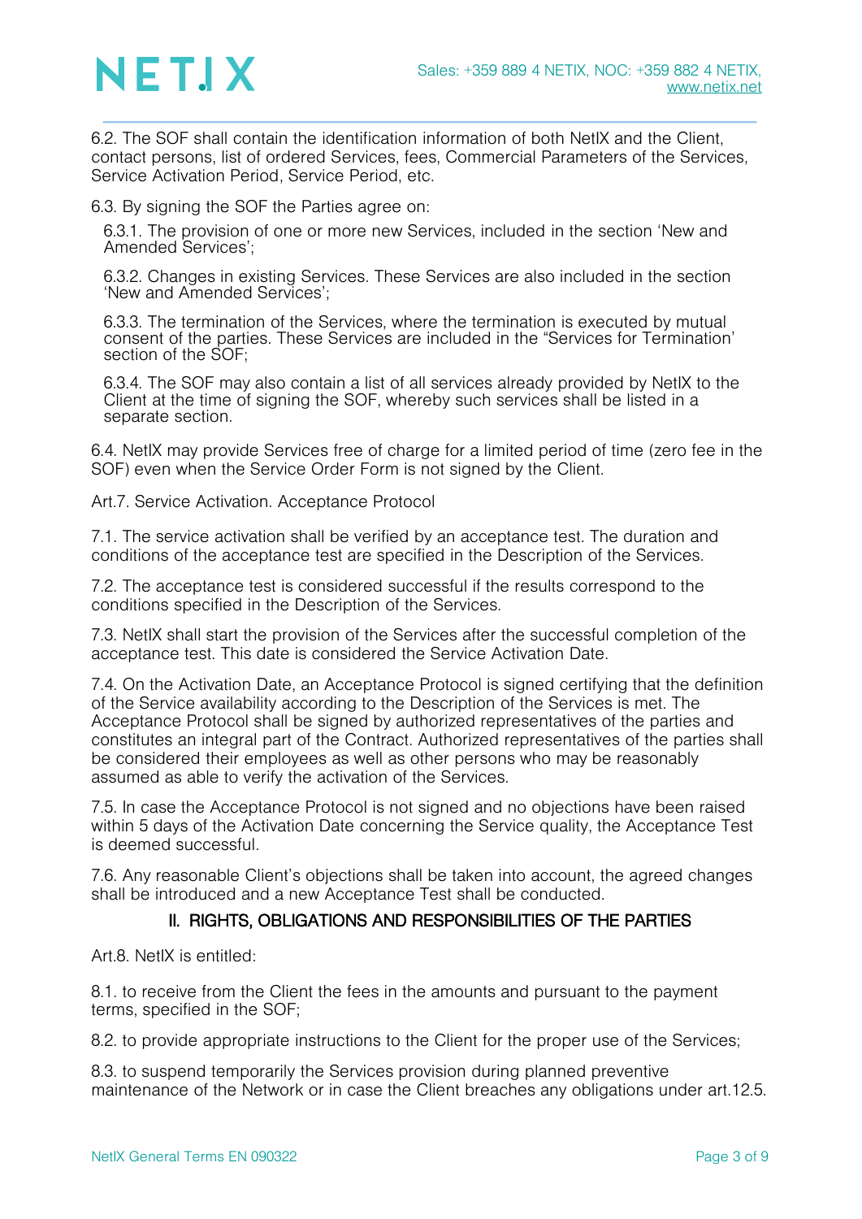6.2. The SOF shall contain the identification information of both NetIX and the Client, contact persons, list of ordered Services, fees, Commercial Parameters of the Services, Service Activation Period, Service Period, etc.

6.3. By signing the SOF the Parties agree on:

6.3.1. The provision of one or more new Services, included in the section 'New and Amended Services';

6.3.2. Changes in existing Services. These Services are also included in the section 'New and Amended Services';

6.3.3. The termination of the Services, where the termination is executed by mutual consent of the parties. These Services are included in the "Services for Termination' section of the SOF;

6.3.4. The SOF may also contain a list of all services already provided by NetIX to the Client at the time of signing the SOF, whereby such services shall be listed in a separate section.

6.4. NetIX may provide Services free of charge for a limited period of time (zero fee in the SOF) even when the Service Order Form is not signed by the Client.

Art.7. Service Activation. Acceptance Protocol

7.1. The service activation shall be verified by an acceptance test. The duration and conditions of the acceptance test are specified in the Description of the Services.

7.2. The acceptance test is considered successful if the results correspond to the conditions specified in the Description of the Services.

7.3. NetIX shall start the provision of the Services after the successful completion of the acceptance test. This date is considered the Service Activation Date.

7.4. On the Activation Date, an Acceptance Protocol is signed certifying that the definition of the Service availability according to the Description of the Services is met. The Acceptance Protocol shall be signed by authorized representatives of the parties and constitutes an integral part of the Contract. Authorized representatives of the parties shall be considered their employees as well as other persons who may be reasonably assumed as able to verify the activation of the Services.

7.5. In case the Acceptance Protocol is not signed and no objections have been raised within 5 days of the Activation Date concerning the Service quality, the Acceptance Test is deemed successful.

7.6. Any reasonable Client's objections shall be taken into account, the agreed changes shall be introduced and a new Acceptance Test shall be conducted.

## II. RIGHTS, OBLIGATIONS AND RESPONSIBILITIES OF THE PARTIES

Art.8. NetIX is entitled:

8.1. to receive from the Client the fees in the amounts and pursuant to the payment terms, specified in the SOF;

8.2. to provide appropriate instructions to the Client for the proper use of the Services;

8.3. to suspend temporarily the Services provision during planned preventive maintenance of the Network or in case the Client breaches any obligations under art.12.5.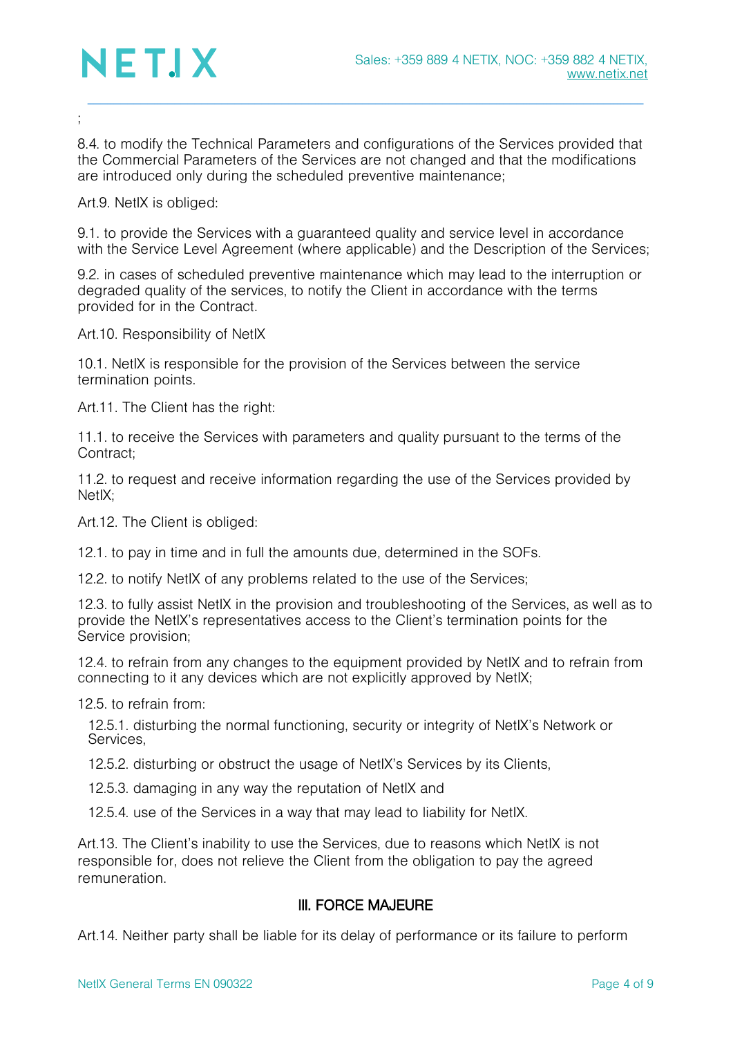;

8.4. to modify the Technical Parameters and configurations of the Services provided that the Commercial Parameters of the Services are not changed and that the modifications are introduced only during the scheduled preventive maintenance;

Art.9. NetIX is obliged:

9.1. to provide the Services with a guaranteed quality and service level in accordance with the Service Level Agreement (where applicable) and the Description of the Services;

9.2. in cases of scheduled preventive maintenance which may lead to the interruption or degraded quality of the services, to notify the Client in accordance with the terms provided for in the Contract.

Art.10. Responsibility of NetIX

10.1. NetIX is responsible for the provision of the Services between the service termination points.

Art.11. The Client has the right:

11.1. to receive the Services with parameters and quality pursuant to the terms of the Contract;

11.2. to request and receive information regarding the use of the Services provided by NetIX;

Art.12. The Client is obliged:

12.1. to pay in time and in full the amounts due, determined in the SOFs.

12.2. to notify NetIX of any problems related to the use of the Services;

12.3. to fully assist NetIX in the provision and troubleshooting of the Services, as well as to provide the NetIX's representatives access to the Client's termination points for the Service provision;

12.4. to refrain from any changes to the equipment provided by NetIX and to refrain from connecting to it any devices which are not explicitly approved by NetIX;

12.5. to refrain from:

12.5.1. disturbing the normal functioning, security or integrity of NetIX's Network or Services,

12.5.2. disturbing or obstruct the usage of NetIX's Services by its Clients,

12.5.3. damaging in any way the reputation of NetIX and

12.5.4. use of the Services in a way that may lead to liability for NetIX.

Art.13. The Client's inability to use the Services, due to reasons which NetIX is not responsible for, does not relieve the Client from the obligation to pay the agreed remuneration.

## III. FORCE MAJEURE

Art.14. Neither party shall be liable for its delay of performance or its failure to perform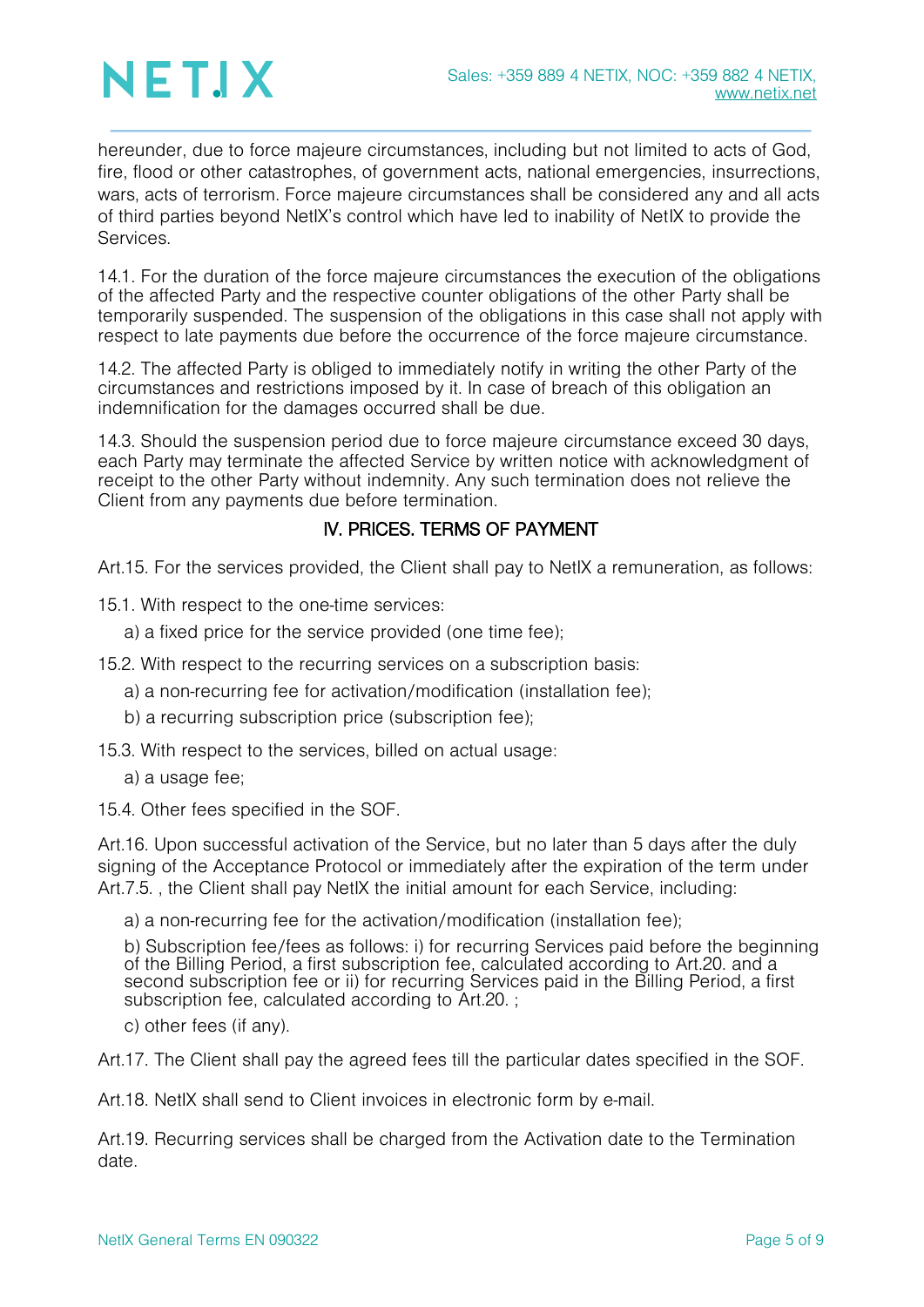hereunder, due to force majeure circumstances, including but not limited to acts of God, fire, flood or other catastrophes, of government acts, national emergencies, insurrections, wars, acts of terrorism. Force majeure circumstances shall be considered any and all acts of third parties beyond NetIX's control which have led to inability of NetIX to provide the Services.

14.1. For the duration of the force majeure circumstances the execution of the obligations of the affected Party and the respective counter obligations of the other Party shall be temporarily suspended. The suspension of the obligations in this case shall not apply with respect to late payments due before the occurrence of the force majeure circumstance.

14.2. The affected Party is obliged to immediately notify in writing the other Party of the circumstances and restrictions imposed by it. In case of breach of this obligation an indemnification for the damages occurred shall be due.

14.3. Should the suspension period due to force majeure circumstance exceed 30 days, each Party may terminate the affected Service by written notice with acknowledgment of receipt to the other Party without indemnity. Any such termination does not relieve the Client from any payments due before termination.

## IV. PRICES. TERMS OF PAYMENT

Art.15. For the services provided, the Client shall pay to NetIX a remuneration, as follows:

15.1. With respect to the one-time services:

a) a fixed price for the service provided (one time fee);

15.2. With respect to the recurring services on a subscription basis:

a) a non-recurring fee for activation/modification (installation fee);

b) a recurring subscription price (subscription fee);

15.3. With respect to the services, billed on actual usage:

a) a usage fee;

15.4. Other fees specified in the SOF.

Art.16. Upon successful activation of the Service, but no later than 5 days after the duly signing of the Acceptance Protocol or immediately after the expiration of the term under Art.7.5. , the Client shall pay NetIX the initial amount for each Service, including:

a) a non-recurring fee for the activation/modification (installation fee);

b) Subscription fee/fees as follows: i) for recurring Services paid before the beginning of the Billing Period, a first subscription fee, calculated according to Art.20. and a second subscription fee or ii) for recurring Services paid in the Billing Period, a first subscription fee, calculated according to Art.20. ;

c) other fees (if any).

Art.17. The Client shall pay the agreed fees till the particular dates specified in the SOF.

Art.18. NetIX shall send to Client invoices in electronic form by e-mail.

Art.19. Recurring services shall be charged from the Activation date to the Termination date.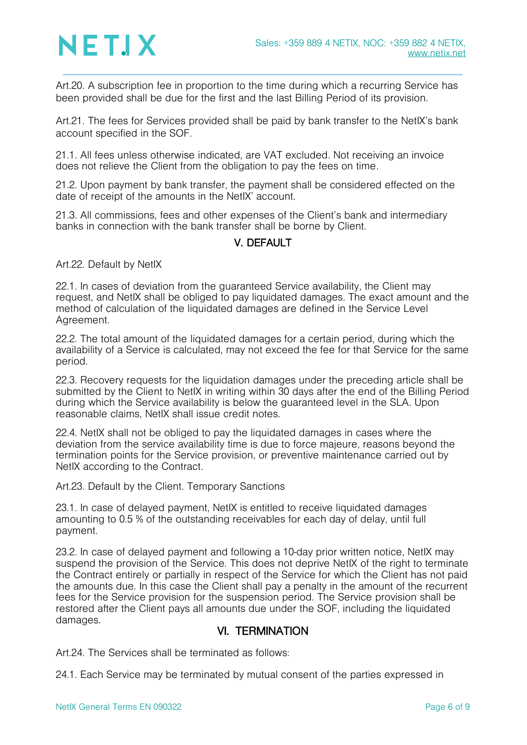Art.20. A subscription fee in proportion to the time during which a recurring Service has been provided shall be due for the first and the last Billing Period of its provision.

Art.21. The fees for Services provided shall be paid by bank transfer to the NetIX's bank account specified in the SOF.

21.1. All fees unless otherwise indicated, are VAT excluded. Not receiving an invoice does not relieve the Client from the obligation to pay the fees on time.

21.2. Upon payment by bank transfer, the payment shall be considered effected on the date of receipt of the amounts in the NetIX' account.

21.3. All commissions, fees and other expenses of the Client's bank and intermediary banks in connection with the bank transfer shall be borne by Client.

## V. DEFAULT

Art.22. Default by NetIX

22.1. In cases of deviation from the guaranteed Service availability, the Client may request, and NetIX shall be obliged to pay liquidated damages. The exact amount and the method of calculation of the liquidated damages are defined in the Service Level Agreement.

22.2. The total amount of the liquidated damages for a certain period, during which the availability of a Service is calculated, may not exceed the fee for that Service for the same period.

22.3. Recovery requests for the liquidation damages under the preceding article shall be submitted by the Client to NetIX in writing within 30 days after the end of the Billing Period during which the Service availability is below the guaranteed level in the SLA. Upon reasonable claims, NetIX shall issue credit notes.

22.4. NetIX shall not be obliged to pay the liquidated damages in cases where the deviation from the service availability time is due to force majeure, reasons beyond the termination points for the Service provision, or preventive maintenance carried out by NetIX according to the Contract.

Art.23. Default by the Client. Temporary Sanctions

23.1. In case of delayed payment, NetIX is entitled to receive liquidated damages amounting to 0.5 % of the outstanding receivables for each day of delay, until full payment.

23.2. In case of delayed payment and following a 10-day prior written notice, NetIX may suspend the provision of the Service. This does not deprive NetIX of the right to terminate the Contract entirely or partially in respect of the Service for which the Client has not paid the amounts due. In this case the Client shall pay a penalty in the amount of the recurrent fees for the Service provision for the suspension period. The Service provision shall be restored after the Client pays all amounts due under the SOF, including the liquidated damages.

## VI. TERMINATION

Art.24. The Services shall be terminated as follows:

24.1. Each Service may be terminated by mutual consent of the parties expressed in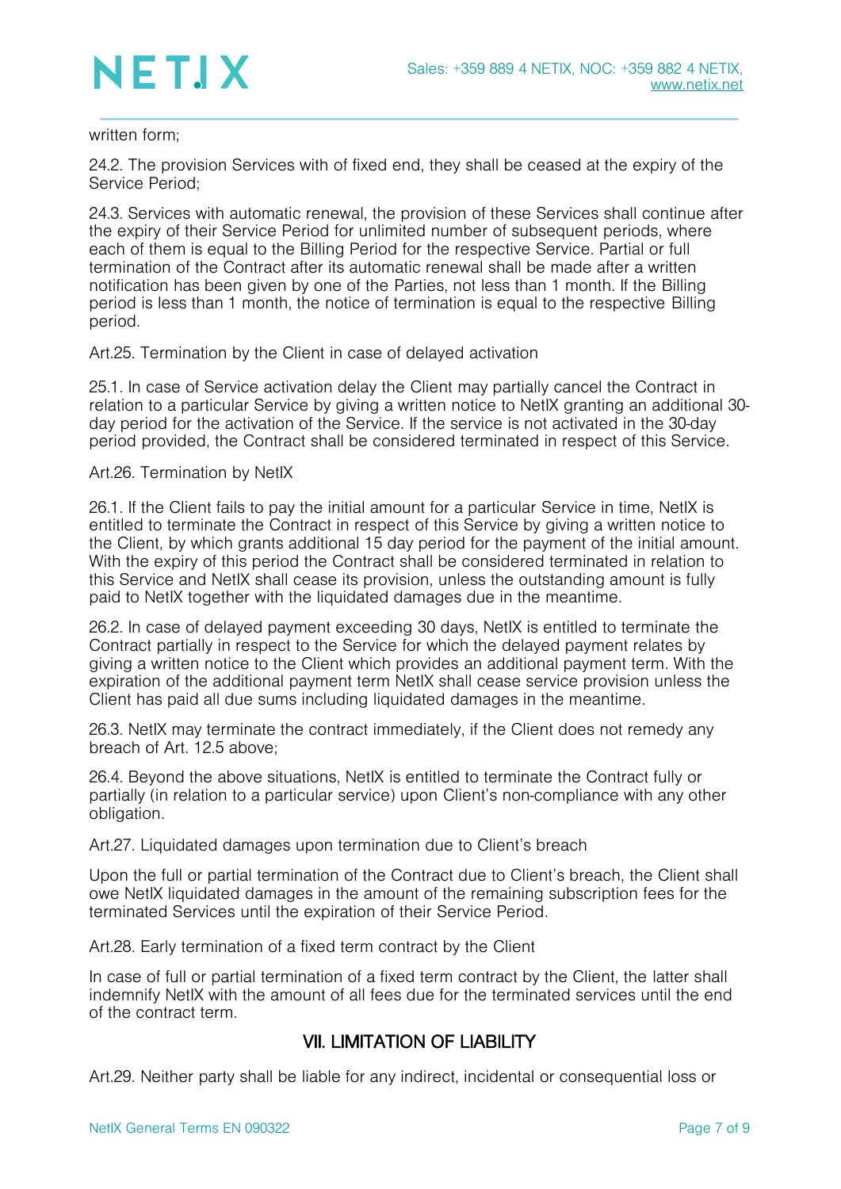written form;

24.2. The provision Services with of fixed end, they shall be ceased at the expiry of the Service Period;

24.3. Services with automatic renewal, the provision of these Services shall continue after the expiry of their Service Period for unlimited number of subsequent periods, where each of them is equal to the Billing Period for the respective Service. Partial or full termination of the Contract after its automatic renewal shall be made after a written notification has been given by one of the Parties, not less than 1 month. If the Billing period is less than 1 month, the notice of termination is equal to the respective Billing period.

Art.25. Termination by the Client in case of delayed activation

25.1. In case of Service activation delay the Client may partially cancel the Contract in relation to a particular Service by giving a written notice to NetIX granting an additional 30-day period for the activation of the Service. If the service is not activated in the 30-day period provided, the Contract shall be considered terminated in respect of this Service.

Art.26. Termination by NetIX

26.1. If the Client fails to pay the initial amount for a particular Service in time, NetIX is entitled to terminate the Contract in respect of this Service by giving a written notice to the Client, by which grants additional 15 day period for the payment of the initial amount. With the expiry of this period the Contract shall be considered terminated in relation to this Service and NetIX shall cease its provision, unless the outstanding amount is fully paid to NetIX together with the liquidated damages due in the meantime.

26.2. In case of delayed payment exceeding 30 days, NetIX is entitled to terminate the Contract partially in respect to the Service for which the delayed payment relates by giving a written notice to the Client which provides an additional payment term. With the expiration of the additional payment term NetIX shall cease service provision unless the Client has paid all due sums including liquidated damages in the meantime.

26.3. NetIX may terminate the contract immediately, if the Client does not remedy any breach of Art. 12.5 above;

26.4. Beyond the above situations, NetIX is entitled to terminate the Contract fully or partially (in relation to a particular service) upon Client's non-compliance with any other obligation.

Art.27. Liquidated damages upon termination due to Client's breach

Upon the full or partial termination of the Contract due to Client's breach, the Client shall owe NetIX liquidated damages in the amount of the remaining subscription fees for the terminated Services until the expiration of their Service Period.

Art.28. Early termination of a fixed term contract by the Client

In case of full or partial termination of a fixed term contract by the Client, the latter shall indemnify NetIX with the amount of all fees due for the terminated services until the end of the contract term.

## VII. LIMITATION OF LIABILITY

Art.29. Neither party shall be liable for any indirect, incidental or consequential loss or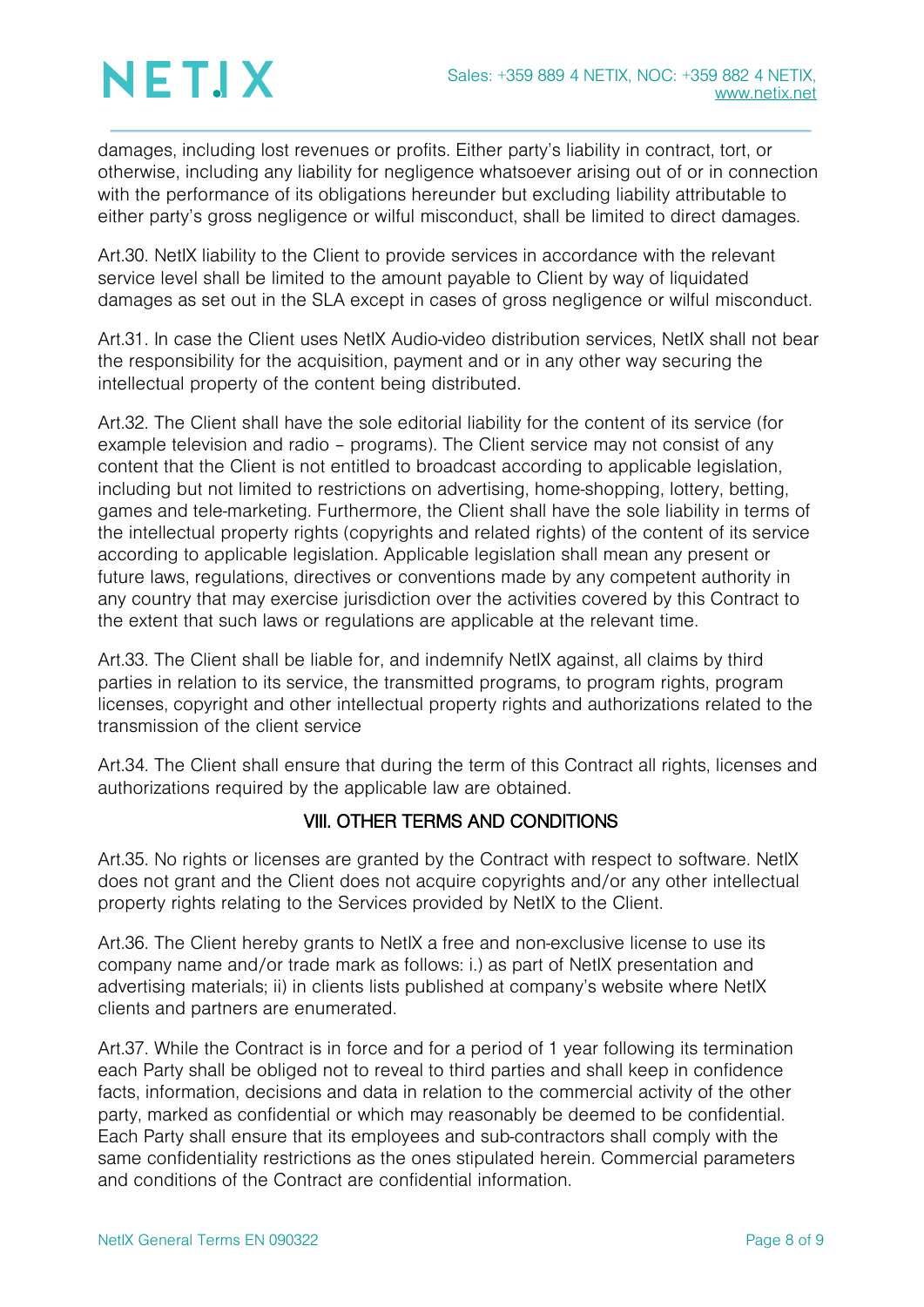damages, including lost revenues or profits. Either party's liability in contract, tort, or otherwise, including any liability for negligence whatsoever arising out of or in connection with the performance of its obligations hereunder but excluding liability attributable to either party's gross negligence or wilful misconduct, shall be limited to direct damages.

Art.30. NetIX liability to the Client to provide services in accordance with the relevant service level shall be limited to the amount payable to Client by way of liquidated damages as set out in the SLA except in cases of gross negligence or wilful misconduct.

Art.31. In case the Client uses NetIX Audio-video distribution services, NetIX shall not bear the responsibility for the acquisition, payment and or in any other way securing the intellectual property of the content being distributed.

Art.32. The Client shall have the sole editorial liability for the content of its service (for example television and radio – programs). The Client service may not consist of any content that the Client is not entitled to broadcast according to applicable legislation, including but not limited to restrictions on advertising, home-shopping, lottery, betting, games and tele-marketing. Furthermore, the Client shall have the sole liability in terms of the intellectual property rights (copyrights and related rights) of the content of its service according to applicable legislation. Applicable legislation shall mean any present or future laws, regulations, directives or conventions made by any competent authority in any country that may exercise jurisdiction over the activities covered by this Contract to the extent that such laws or regulations are applicable at the relevant time.

Art.33. The Client shall be liable for, and indemnify NetIX against, all claims by third parties in relation to its service, the transmitted programs, to program rights, program licenses, copyright and other intellectual property rights and authorizations related to the transmission of the client service

Art.34. The Client shall ensure that during the term of this Contract all rights, licenses and authorizations required by the applicable law are obtained.

## VIII. OTHER TERMS AND CONDITIONS

Art.35. No rights or licenses are granted by the Contract with respect to software. NetIX does not grant and the Client does not acquire copyrights and/or any other intellectual property rights relating to the Services provided by NetIX to the Client.

Art.36. The Client hereby grants to NetIX a free and non-exclusive license to use its company name and/or trade mark as follows: i.) as part of NetIX presentation and advertising materials; ii) in clients lists published at company's website where NetIX clients and partners are enumerated.

Art.37. While the Contract is in force and for a period of 1 year following its termination each Party shall be obliged not to reveal to third parties and shall keep in confidence facts, information, decisions and data in relation to the commercial activity of the other party, marked as confidential or which may reasonably be deemed to be confidential. Each Party shall ensure that its employees and sub-contractors shall comply with the same confidentiality restrictions as the ones stipulated herein. Commercial parameters and conditions of the Contract are confidential information.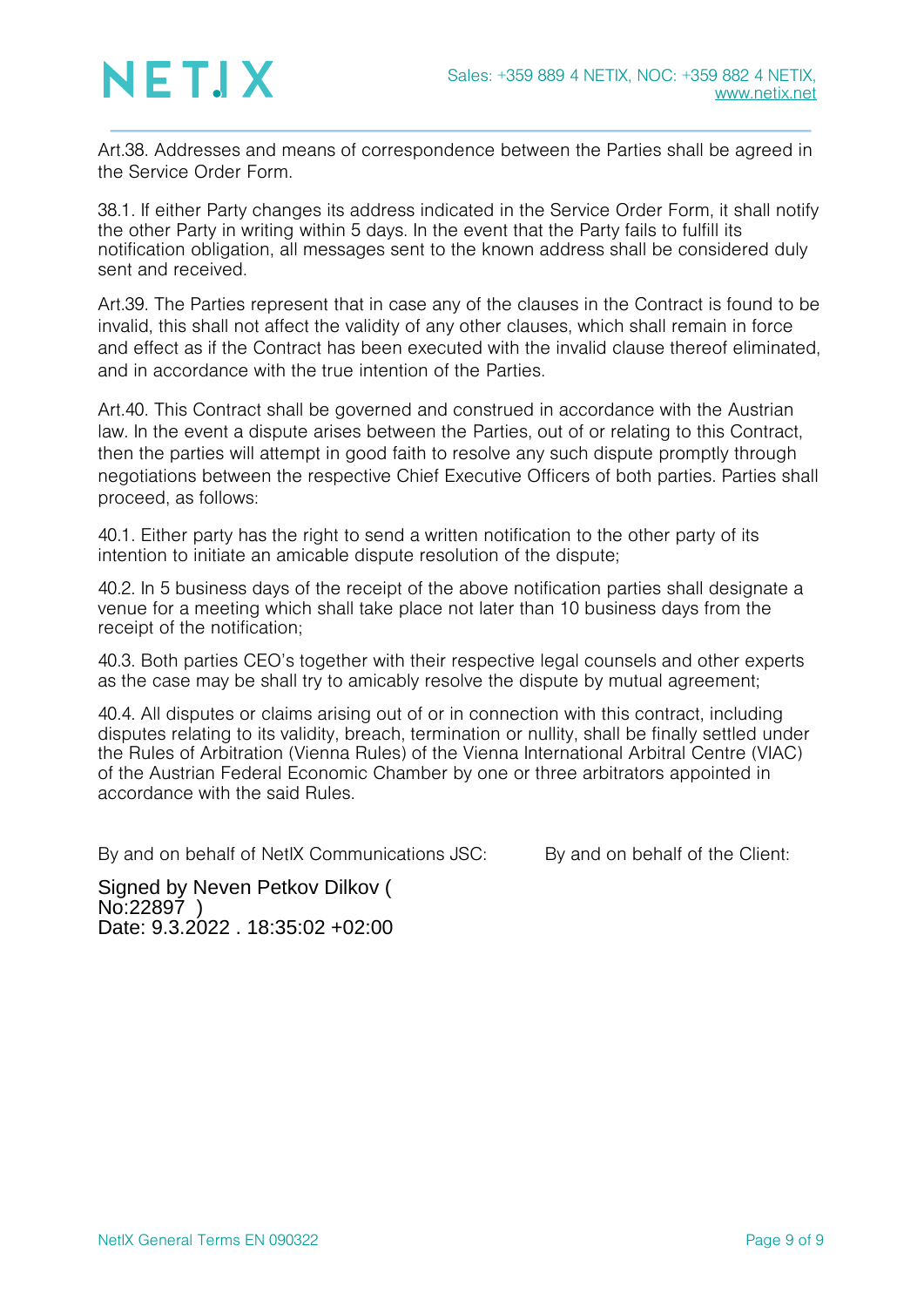Art.38. Addresses and means of correspondence between the Parties shall be agreed in the Service Order Form.

38.1. If either Party changes its address indicated in the Service Order Form, it shall notify the other Party in writing within 5 days. In the event that the Party fails to fulfill its notification obligation, all messages sent to the known address shall be considered duly sent and received.

Art.39. The Parties represent that in case any of the clauses in the Contract is found to be invalid, this shall not affect the validity of any other clauses, which shall remain in force and effect as if the Contract has been executed with the invalid clause thereof eliminated, and in accordance with the true intention of the Parties.

Art.40. This Contract shall be governed and construed in accordance with the Austrian law. In the event a dispute arises between the Parties, out of or relating to this Contract, then the parties will attempt in good faith to resolve any such dispute promptly through negotiations between the respective Chief Executive Officers of both parties. Parties shall proceed, as follows:

40.1. Either party has the right to send a written notification to the other party of its intention to initiate an amicable dispute resolution of the dispute;

40.2. In 5 business days of the receipt of the above notification parties shall designate a venue for a meeting which shall take place not later than 10 business days from the receipt of the notification;

40.3. Both parties CEO's together with their respective legal counsels and other experts as the case may be shall try to amicably resolve the dispute by mutual agreement;

40.4. All disputes or claims arising out of or in connection with this contract, including disputes relating to its validity, breach, termination or nullity, shall be finally settled under the Rules of Arbitration (Vienna Rules) of the Vienna International Arbitral Centre (VIAC) of the Austrian Federal Economic Chamber by one or three arbitrators appointed in accordance with the said Rules.

By and on behalf of NetIX Communications JSC:

Signed by Neven Petkov Dilkov (
No:22897 )
Date: 9.3.2022 . 18:35:02 +02:00

By and on behalf of the Client: